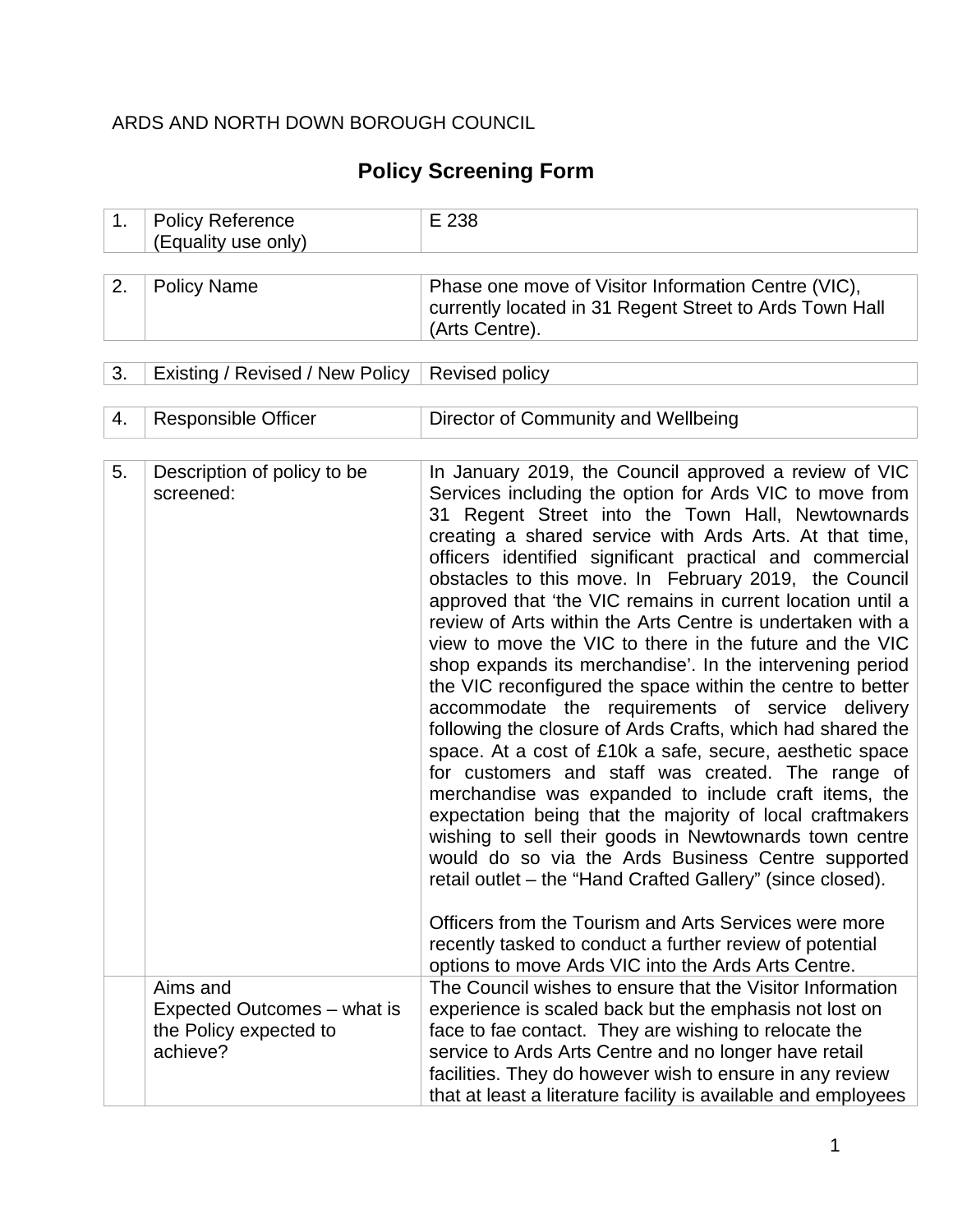ARDS AND NORTH DOWN BOROUGH COUNCIL

# Policy Screening Form

| | | |
|---|---|---|
| 1. | Policy Reference (Equality use only) | E 238 |

| | | |
|---|---|---|
| 2. | Policy Name | Phase one move of Visitor Information Centre (VIC), currently located in 31 Regent Street to Ards Town Hall (Arts Centre). |

| | | |
|---|---|---|
| 3. | Existing / Revised / New Policy | Revised policy |

| | | |
|---|---|---|
| 4. | Responsible Officer | Director of Community and Wellbeing |

| | | |
|---|---|---|
| 5. | Description of policy to be screened: | In January 2019, the Council approved a review of VIC Services including the option for Ards VIC to move from 31 Regent Street into the Town Hall, Newtownards creating a shared service with Ards Arts. At that time, officers identified significant practical and commercial obstacles to this move. In February 2019, the Council approved that 'the VIC remains in current location until a review of Arts within the Arts Centre is undertaken with a view to move the VIC to there in the future and the VIC shop expands its merchandise'. In the intervening period the VIC reconfigured the space within the centre to better accommodate the requirements of service delivery following the closure of Ards Crafts, which had shared the space. At a cost of £10k a safe, secure, aesthetic space for customers and staff was created. The range of merchandise was expanded to include craft items, the expectation being that the majority of local craftmakers wishing to sell their goods in Newtownards town centre would do so via the Ards Business Centre supported retail outlet – the "Hand Crafted Gallery" (since closed).<br><br>Officers from the Tourism and Arts Services were more recently tasked to conduct a further review of potential options to move Ards VIC into the Ards Arts Centre. |
| | Aims and Expected Outcomes – what is the Policy expected to achieve? | The Council wishes to ensure that the Visitor Information experience is scaled back but the emphasis not lost on face to fae contact. They are wishing to relocate the service to Ards Arts Centre and no longer have retail facilities. They do however wish to ensure in any review that at least a literature facility is available and employees |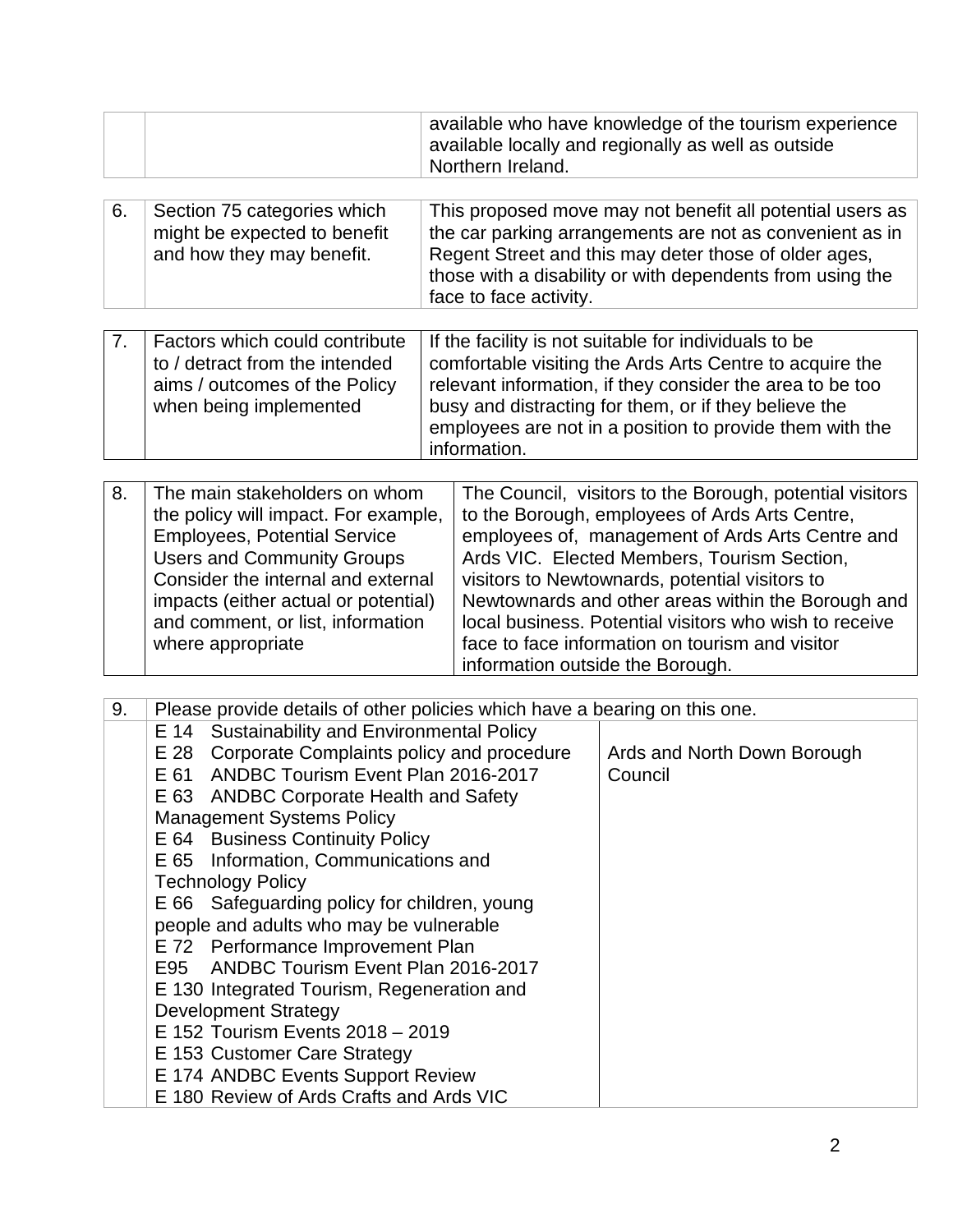| | | |
|---|---|---|
| | | available who have knowledge of the tourism experience available locally and regionally as well as outside Northern Ireland. |

| | | |
|---|---|---|
| 6. | Section 75 categories which might be expected to benefit and how they may benefit. | This proposed move may not benefit all potential users as the car parking arrangements are not as convenient as in Regent Street and this may deter those of older ages, those with a disability or with dependents from using the face to face activity. |

| | | |
|---|---|---|
| 7. | Factors which could contribute to / detract from the intended aims / outcomes of the Policy when being implemented | If the facility is not suitable for individuals to be comfortable visiting the Ards Arts Centre to acquire the relevant information, if they consider the area to be too busy and distracting for them, or if they believe the employees are not in a position to provide them with the information. |

| | | |
|---|---|---|
| 8. | The main stakeholders on whom the policy will impact. For example, Employees, Potential Service Users and Community Groups Consider the internal and external impacts (either actual or potential) and comment, or list, information where appropriate | The Council, visitors to the Borough, potential visitors to the Borough, employees of Ards Arts Centre, employees of, management of Ards Arts Centre and Ards VIC. Elected Members, Tourism Section, visitors to Newtownards, potential visitors to Newtownards and other areas within the Borough and local business. Potential visitors who wish to receive face to face information on tourism and visitor information outside the Borough. |

| | | |
|---|---|---|
| 9. | Please provide details of other policies which have a bearing on this one. | |
| | E 14 Sustainability and Environmental Policy<br>E 28 Corporate Complaints policy and procedure<br>E 61 ANDBC Tourism Event Plan 2016-2017<br>E 63 ANDBC Corporate Health and Safety Management Systems Policy<br>E 64 Business Continuity Policy<br>E 65 Information, Communications and Technology Policy<br>E 66 Safeguarding policy for children, young people and adults who may be vulnerable<br>E 72 Performance Improvement Plan<br>E95 ANDBC Tourism Event Plan 2016-2017<br>E 130 Integrated Tourism, Regeneration and Development Strategy<br>E 152 Tourism Events 2018 – 2019<br>E 153 Customer Care Strategy<br>E 174 ANDBC Events Support Review<br>E 180 Review of Ards Crafts and Ards VIC | Ards and North Down Borough Council |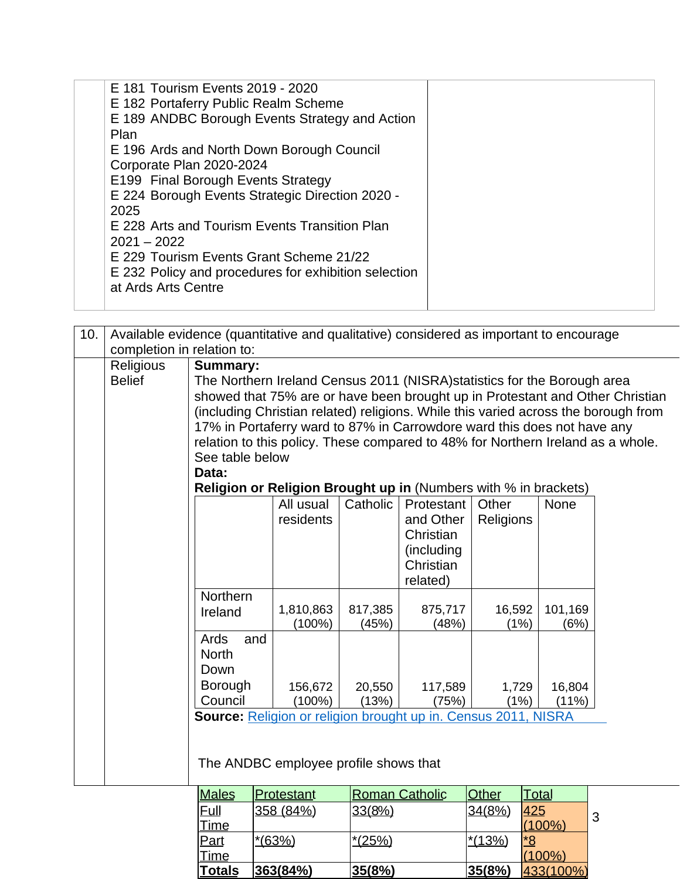| | | |
|---|---|---|
| | E 181 Tourism Events 2019 - 2020<br>E 182 Portaferry Public Realm Scheme<br>E 189 ANDBC Borough Events Strategy and Action Plan<br>E 196 Ards and North Down Borough Council Corporate Plan 2020-2024<br>E199 Final Borough Events Strategy<br>E 224 Borough Events Strategic Direction 2020 - 2025<br>E 228 Arts and Tourism Events Transition Plan 2021 – 2022<br>E 229 Tourism Events Grant Scheme 21/22<br>E 232 Policy and procedures for exhibition selection at Ards Arts Centre | |

| 10. | Available evidence (quantitative and qualitative) considered as important to encourage completion in relation to: |
|---|---|

**Religious Belief**

**Summary:**
The Northern Ireland Census 2011 (NISRA)statistics for the Borough area showed that 75% are or have been brought up in Protestant and Other Christian (including Christian related) religions. While this varied across the borough from 17% in Portaferry ward to 87% in Carrowdore ward this does not have any relation to this policy. These compared to 48% for Northern Ireland as a whole. See table below

**Data:**
**Religion or Religion Brought up in** (Numbers with % in brackets)

| | All usual residents | Catholic | Protestant and Other Christian (including Christian related) | Other Religions | None |
|---|---|---|---|---|---|
| Northern Ireland | 1,810,863 (100%) | 817,385 (45%) | 875,717 (48%) | 16,592 (1%) | 101,169 (6%) |
| Ards and North Down Borough Council | 156,672 (100%) | 20,550 (13%) | 117,589 (75%) | 1,729 (1%) | 16,804 (11%) |

**Source:** Religion or religion brought up in. Census 2011, NISRA

The ANDBC employee profile shows that

| Males | Protestant | Roman Catholic | Other | Total |
|---|---|---|---|---|
| Full Time | 358 (84%) | 33(8%) | 34(8%) | 425 (100%) |
| Part Time | *(63%) | *(25%) | *(13%) | *8 (100%) |
| **Totals** | **363(84%)** | **35(8%)** | **35(8%)** | 433(100%) |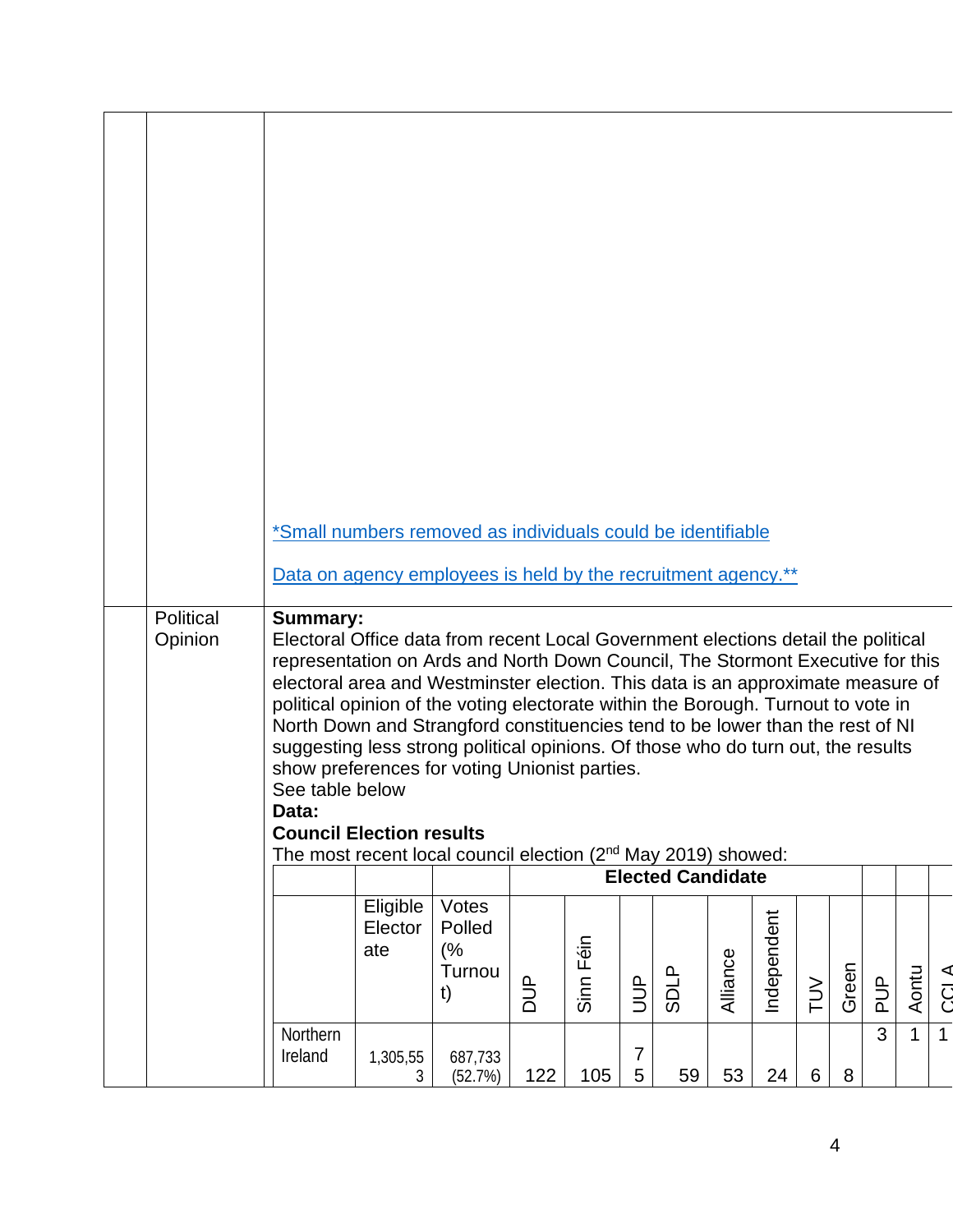*Small numbers removed as individuals could be identifiable

Data on agency employees is held by the recruitment agency.**

| | Political Opinion | **Summary:** Electoral Office data from recent Local Government elections detail the political representation on Ards and North Down Council, The Stormont Executive for this electoral area and Westminster election. This data is an approximate measure of political opinion of the voting electorate within the Borough. Turnout to vote in North Down and Strangford constituencies tend to be lower than the rest of NI suggesting less strong political opinions. Of those who do turn out, the results show preferences for voting Unionist parties. See table below **Data:** **Council Election results** The most recent local council election (2nd May 2019) showed: |
|---|---|---|

| | | | **Elected Candidate** | | | | | | | | | | |
|---|---|---|---|---|---|---|---|---|---|---|---|---|---|
| | Eligible Electorate | Votes Polled (% Turnout) | DUP | Sinn Féin | UUP | SDLP | Alliance | Independent | TUV | Green | PUP | Aontu | CCLA |
| Northern Ireland | 1,305,553 | 687,733 (52.7%) | 122 | 105 | 75 | 59 | 53 | 24 | 6 | 8 | 3 | 1 | 1 |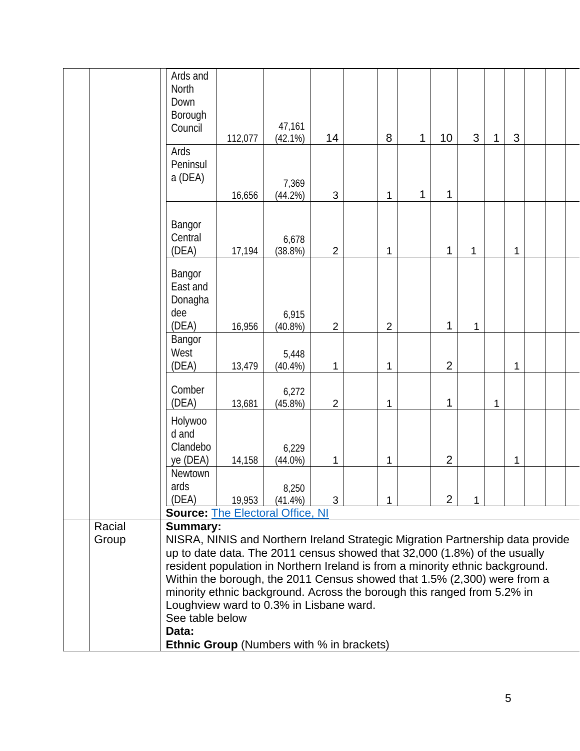| | | | | | | | | | | | | | |
|---|---|---|---|---|---|---|---|---|---|---|---|---|---|
| Ards and North Down Borough Council | 112,077 | 47,161 (42.1%) | 14 | | 8 | 1 | 10 | 3 | 1 | 3 | | | |
| Ards Peninsula (DEA) | 16,656 | 7,369 (44.2%) | 3 | | 1 | 1 | 1 | | | | | | |
| Bangor Central (DEA) | 17,194 | 6,678 (38.8%) | 2 | | 1 | | 1 | 1 | | 1 | | | |
| Bangor East and Donaghadee (DEA) | 16,956 | 6,915 (40.8%) | 2 | | 2 | | 1 | 1 | | | | | |
| Bangor West (DEA) | 13,479 | 5,448 (40.4%) | 1 | | 1 | | 2 | | | 1 | | | |
| Comber (DEA) | 13,681 | 6,272 (45.8%) | 2 | | 1 | | 1 | | 1 | | | | |
| Holywood and Clandeboye (DEA) | 14,158 | 6,229 (44.0%) | 1 | | 1 | | 2 | | | 1 | | | |
| Newtownards (DEA) | 19,953 | 8,250 (41.4%) | 3 | | 1 | | 2 | 1 | | | | | |

**Source:** [The Electoral Office, NI]()

**Racial Group**

**Summary:**
NISRA, NINIS and Northern Ireland Strategic Migration Partnership data provide up to date data. The 2011 census showed that 32,000 (1.8%) of the usually resident population in Northern Ireland is from a minority ethnic background. Within the borough, the 2011 Census showed that 1.5% (2,300) were from a minority ethnic background. Across the borough this ranged from 5.2% in Loughview ward to 0.3% in Lisbane ward.
See table below

**Data:**

**Ethnic Group** (Numbers with % in brackets)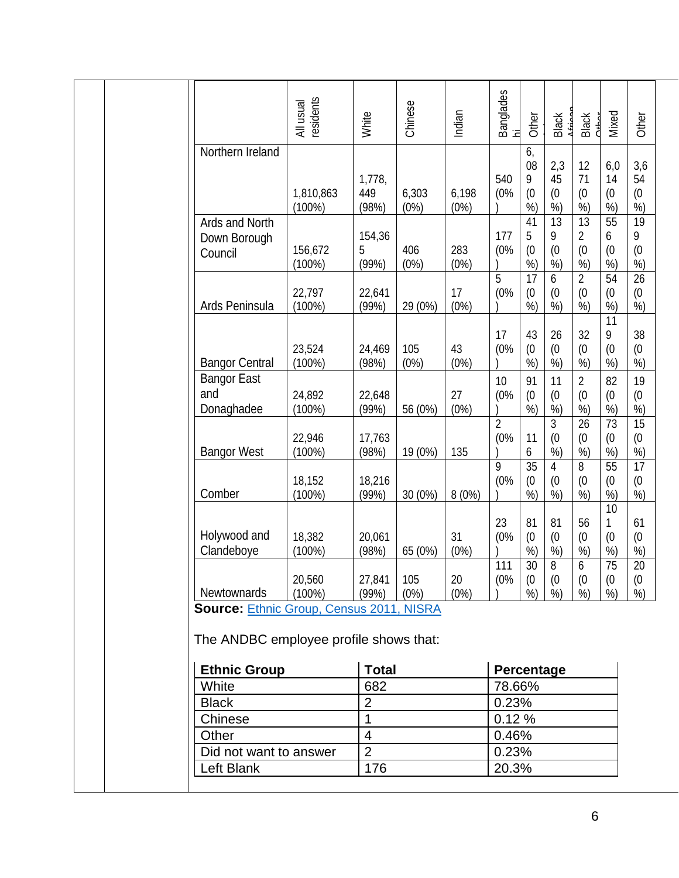| | All usual residents | White | Chinese | Indian | Bangladeshi | Other | Black African | Black Other | Mixed | Other |
|---|---|---|---|---|---|---|---|---|---|---|
| Northern Ireland | 1,810,863 (100%) | 1,778,449 (98%) | 6,303 (0%) | 6,198 (0%) | 540 (0%) | 6,089 (0%) | 2,345 (0%) | 1271 (0%) | 6,014 (0%) | 3,654 (0%) |
| Ards and North Down Borough Council | 156,672 (100%) | 154,365 (99%) | 406 (0%) | 283 (0%) | 177 (0%) | 415 (0%) | 139 (0%) | 132 (0%) | 556 (0%) | 199 (0%) |
| Ards Peninsula | 22,797 (100%) | 22,641 (99%) | 29 (0%) | 17 (0%) | 5 (0%) | 17 (0%) | 6 (0%) | 2 (0%) | 54 (0%) | 26 (0%) |
| Bangor Central | 23,524 (100%) | 24,469 (98%) | 105 (0%) | 43 (0%) | 17 (0%) | 43 (0%) | 26 (0%) | 32 (0%) | 119 (0%) | 38 (0%) |
| Bangor East and Donaghadee | 24,892 (100%) | 22,648 (99%) | 56 (0%) | 27 (0%) | 10 (0%) | 91 (0%) | 11 (0%) | 2 (0%) | 82 (0%) | 19 (0%) |
| Bangor West | 22,946 (100%) | 17,763 (98%) | 19 (0%) | 135 | 2 (0%) | 116 | 3 (0%) | 26 (0%) | 73 (0%) | 15 (0%) |
| Comber | 18,152 (100%) | 18,216 (99%) | 30 (0%) | 8 (0%) | 9 (0%) | 35 (0%) | 4 (0%) | 8 (0%) | 55 (0%) | 17 (0%) |
| Holywood and Clandeboye | 18,382 (100%) | 20,061 (98%) | 65 (0%) | 31 (0%) | 23 (0%) | 81 (0%) | 81 (0%) | 56 (0%) | 101 (0%) | 61 (0%) |
| Newtownards | 20,560 (100%) | 27,841 (99%) | 105 (0%) | 20 (0%) | 111 (0%) | 30 (0%) | 8 (0%) | 6 (0%) | 75 (0%) | 20 (0%) |

**Source:** [Ethnic Group, Census 2011, NISRA]

The ANDBC employee profile shows that:

| Ethnic Group | Total | Percentage |
|---|---|---|
| White | 682 | 78.66% |
| Black | 2 | 0.23% |
| Chinese | 1 | 0.12 % |
| Other | 4 | 0.46% |
| Did not want to answer | 2 | 0.23% |
| Left Blank | 176 | 20.3% |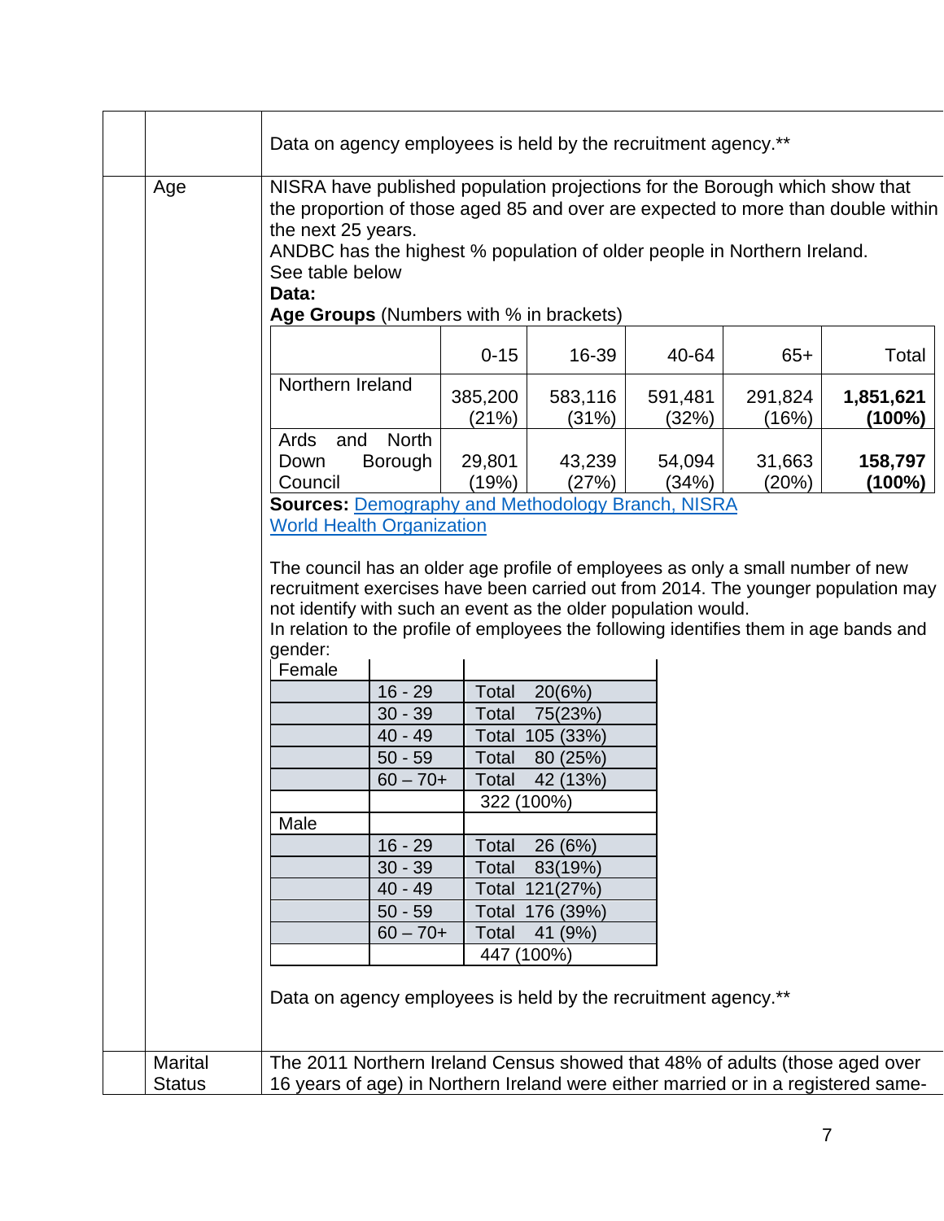| | | |
|---|---|---|
| | | Data on agency employees is held by the recruitment agency.** |
| | Age | NISRA have published population projections for the Borough which show that the proportion of those aged 85 and over are expected to more than double within the next 25 years.<br>ANDBC has the highest % population of older people in Northern Ireland.<br>See table below<br>**Data:**<br>**Age Groups** (Numbers with % in brackets) |

| | 0-15 | 16-39 | 40-64 | 65+ | Total |
|---|---|---|---|---|---|
| Northern Ireland | 385,200 (21%) | 583,116 (31%) | 591,481 (32%) | 291,824 (16%) | **1,851,621 (100%)** |
| Ards and North Down Borough Council | 29,801 (19%) | 43,239 (27%) | 54,094 (34%) | 31,663 (20%) | **158,797 (100%)** |

**Sources:** [Demography and Methodology Branch, NISRA](#)
[World Health Organization](#)

The council has an older age profile of employees as only a small number of new recruitment exercises have been carried out from 2014. The younger population may not identify with such an event as the older population would.
In relation to the profile of employees the following identifies them in age bands and gender:

| Female | | |
|---|---|---|
| | 16 - 29 | Total 20(6%) |
| | 30 - 39 | Total 75(23%) |
| | 40 - 49 | Total 105 (33%) |
| | 50 - 59 | Total 80 (25%) |
| | 60 – 70+ | Total 42 (13%) |
| | | 322 (100%) |
| Male | | |
| | 16 - 29 | Total 26 (6%) |
| | 30 - 39 | Total 83(19%) |
| | 40 - 49 | Total 121(27%) |
| | 50 - 59 | Total 176 (39%) |
| | 60 – 70+ | Total 41 (9%) |
| | | 447 (100%) |

Data on agency employees is held by the recruitment agency.**

| | | |
|---|---|---|
| | Marital Status | The 2011 Northern Ireland Census showed that 48% of adults (those aged over 16 years of age) in Northern Ireland were either married or in a registered same- |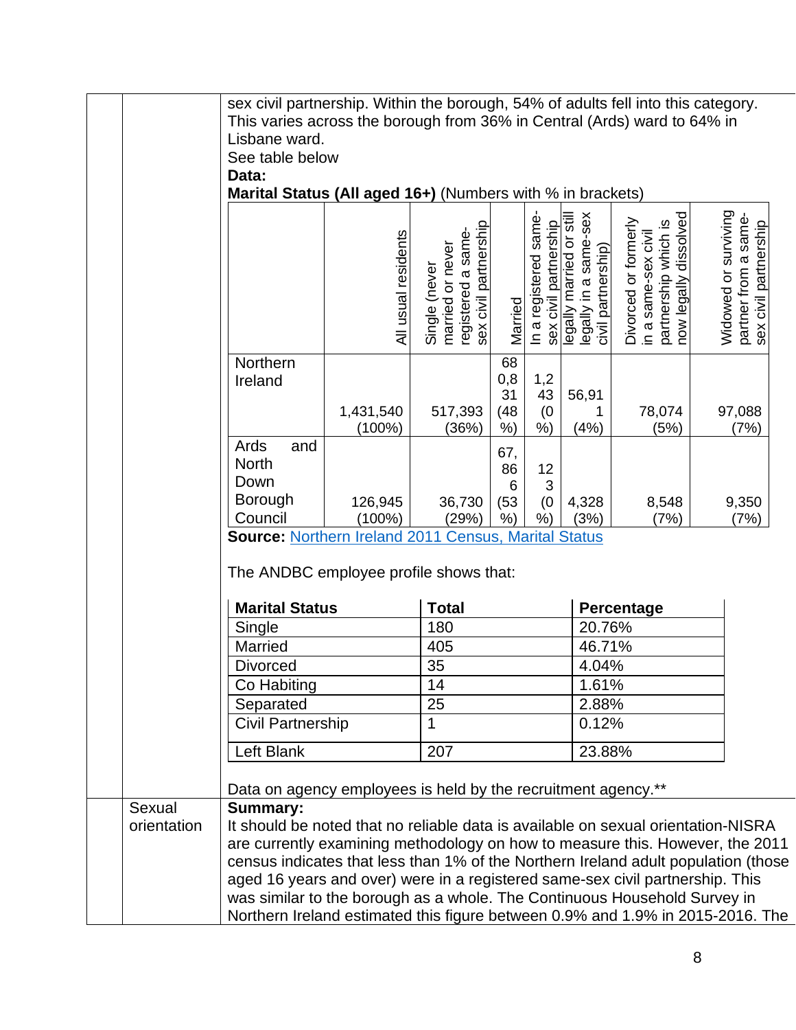sex civil partnership. Within the borough, 54% of adults fell into this category. This varies across the borough from 36% in Central (Ards) ward to 64% in Lisbane ward.

See table below

**Data:**

**Marital Status (All aged 16+)** (Numbers with % in brackets)

| | All usual residents | Single (never married or never registered a same-sex civil partnership | Married | In a registered same-sex civil partnership | legally married or still legally in a same-sex civil partnership) | Divorced or formerly in a same-sex civil partnership which is now legally dissolved | Widowed or surviving partner from a same-sex civil partnership |
|---|---|---|---|---|---|---|---|
| Northern Ireland | 1,431,540 (100%) | 517,393 (36%) | 680,831 (48%) | 1,243 (0%) | 56,911 (4%) | 78,074 (5%) | 97,088 (7%) |
| Ards and North Down Borough Council | 126,945 (100%) | 36,730 (29%) | 67,866 (53%) | 123 (0%) | 4,328 (3%) | 8,548 (7%) | 9,350 (7%) |

**Source:** Northern Ireland 2011 Census, Marital Status

The ANDBC employee profile shows that:

| Marital Status | Total | Percentage |
|---|---|---|
| Single | 180 | 20.76% |
| Married | 405 | 46.71% |
| Divorced | 35 | 4.04% |
| Co Habiting | 14 | 1.61% |
| Separated | 25 | 2.88% |
| Civil Partnership | 1 | 0.12% |
| Left Blank | 207 | 23.88% |

Data on agency employees is held by the recruitment agency.**

**Sexual orientation**

**Summary:**

It should be noted that no reliable data is available on sexual orientation-NISRA are currently examining methodology on how to measure this. However, the 2011 census indicates that less than 1% of the Northern Ireland adult population (those aged 16 years and over) were in a registered same-sex civil partnership. This was similar to the borough as a whole. The Continuous Household Survey in Northern Ireland estimated this figure between 0.9% and 1.9% in 2015-2016. The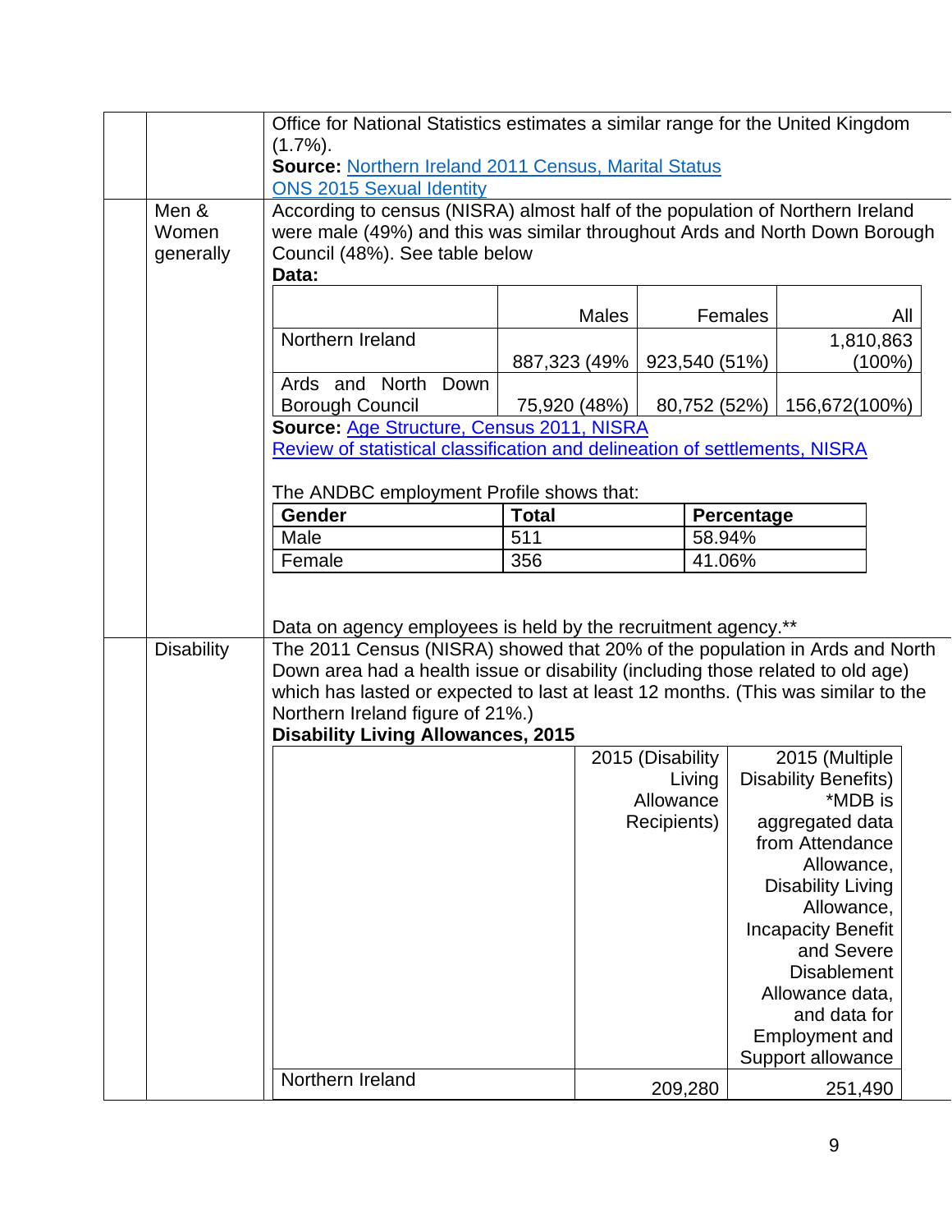Office for National Statistics estimates a similar range for the United Kingdom (1.7%).

**Source:** Northern Ireland 2011 Census, Marital Status
ONS 2015 Sexual Identity

**Men & Women generally**

According to census (NISRA) almost half of the population of Northern Ireland were male (49%) and this was similar throughout Ards and North Down Borough Council (48%). See table below

**Data:**

| | Males | Females | All |
|---|---|---|---|
| Northern Ireland | 887,323 (49% | 923,540 (51%) | 1,810,863 (100%) |
| Ards and North Down Borough Council | 75,920 (48%) | 80,752 (52%) | 156,672(100%) |

**Source:** Age Structure, Census 2011, NISRA
Review of statistical classification and delineation of settlements, NISRA

The ANDBC employment Profile shows that:

| Gender | Total | Percentage |
|---|---|---|
| Male | 511 | 58.94% |
| Female | 356 | 41.06% |

Data on agency employees is held by the recruitment agency.**

**Disability**

The 2011 Census (NISRA) showed that 20% of the population in Ards and North Down area had a health issue or disability (including those related to old age) which has lasted or expected to last at least 12 months. (This was similar to the Northern Ireland figure of 21%.)

**Disability Living Allowances, 2015**

| | 2015 (Disability Living Allowance Recipients) | 2015 (Multiple Disability Benefits) *MDB is aggregated data from Attendance Allowance, Disability Living Allowance, Incapacity Benefit and Severe Disablement Allowance data, and data for Employment and Support allowance |
|---|---|---|
| Northern Ireland | 209,280 | 251,490 |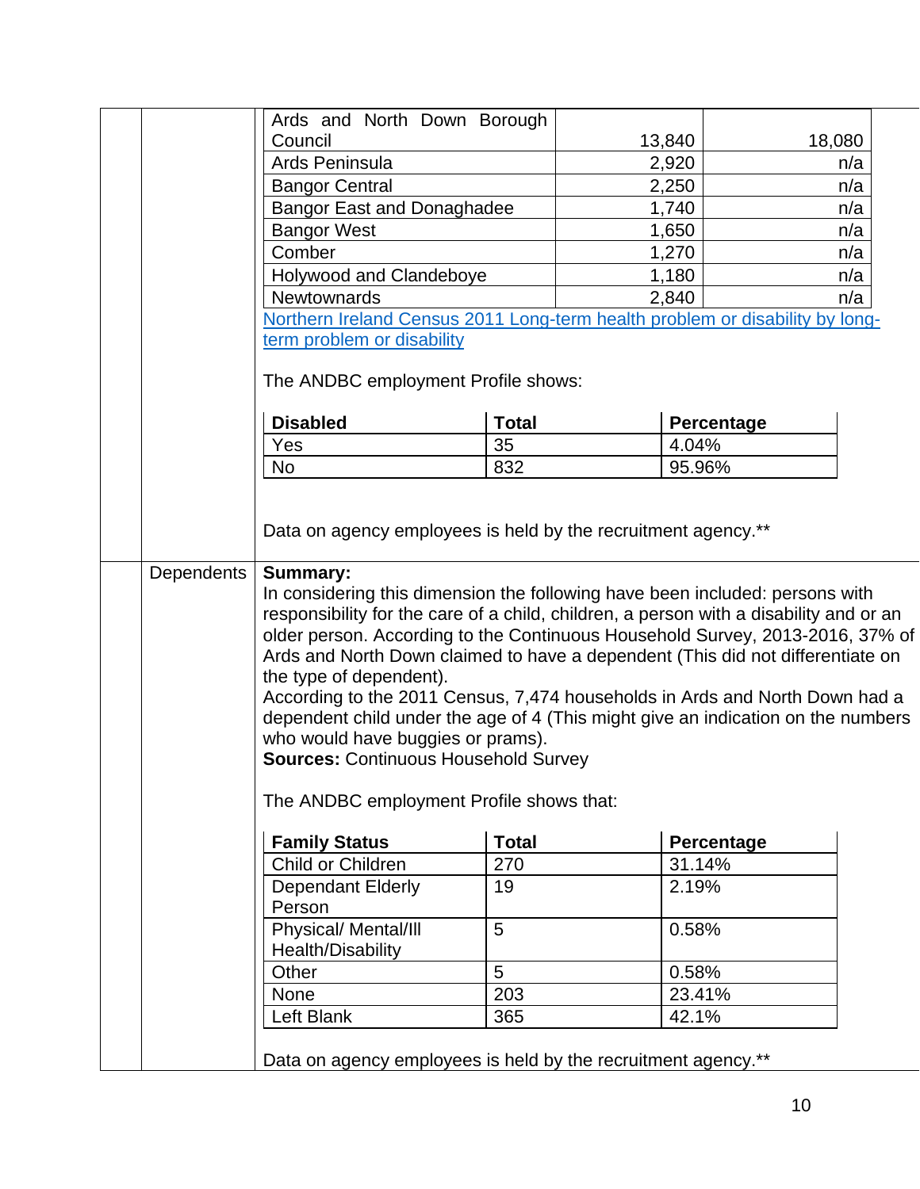| | | |
|---|---|---|
| Ards and North Down Borough Council | 13,840 | 18,080 |
| Ards Peninsula | 2,920 | n/a |
| Bangor Central | 2,250 | n/a |
| Bangor East and Donaghadee | 1,740 | n/a |
| Bangor West | 1,650 | n/a |
| Comber | 1,270 | n/a |
| Holywood and Clandeboye | 1,180 | n/a |
| Newtownards | 2,840 | n/a |

Northern Ireland Census 2011 Long-term health problem or disability by long-term problem or disability

The ANDBC employment Profile shows:

| Disabled | Total | Percentage |
|---|---|---|
| Yes | 35 | 4.04% |
| No | 832 | 95.96% |

Data on agency employees is held by the recruitment agency.**

## Dependents

**Summary:**
In considering this dimension the following have been included: persons with responsibility for the care of a child, children, a person with a disability and or an older person. According to the Continuous Household Survey, 2013-2016, 37% of Ards and North Down claimed to have a dependent (This did not differentiate on the type of dependent).
According to the 2011 Census, 7,474 households in Ards and North Down had a dependent child under the age of 4 (This might give an indication on the numbers who would have buggies or prams).
**Sources:** Continuous Household Survey

The ANDBC employment Profile shows that:

| Family Status | Total | Percentage |
|---|---|---|
| Child or Children | 270 | 31.14% |
| Dependant Elderly Person | 19 | 2.19% |
| Physical/ Mental/Ill Health/Disability | 5 | 0.58% |
| Other | 5 | 0.58% |
| None | 203 | 23.41% |
| Left Blank | 365 | 42.1% |

Data on agency employees is held by the recruitment agency.**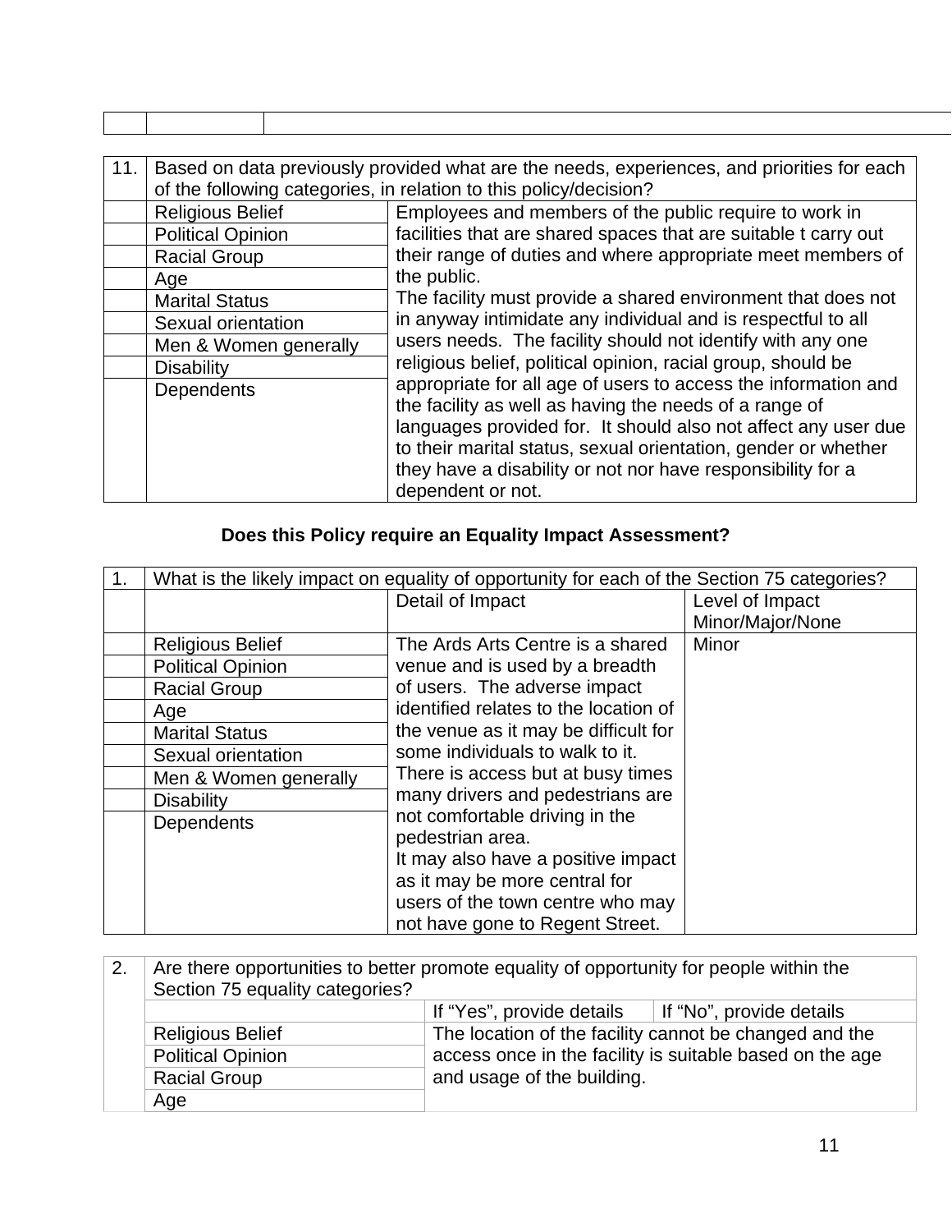| | | |
|---|---|---|
| | | |

| 11. | Based on data previously provided what are the needs, experiences, and priorities for each of the following categories, in relation to this policy/decision? | |
|---|---|---|
| | Religious Belief | Employees and members of the public require to work in facilities that are shared spaces that are suitable t carry out their range of duties and where appropriate meet members of the public.<br>The facility must provide a shared environment that does not in anyway intimidate any individual and is respectful to all users needs. The facility should not identify with any one religious belief, political opinion, racial group, should be appropriate for all age of users to access the information and the facility as well as having the needs of a range of languages provided for. It should also not affect any user due to their marital status, sexual orientation, gender or whether they have a disability or not nor have responsibility for a dependent or not. |
| | Political Opinion | |
| | Racial Group | |
| | Age | |
| | Marital Status | |
| | Sexual orientation | |
| | Men & Women generally | |
| | Disability | |
| | Dependents | |

**Does this Policy require an Equality Impact Assessment?**

| 1. | What is the likely impact on equality of opportunity for each of the Section 75 categories? | | |
|---|---|---|---|
| | | Detail of Impact | Level of Impact Minor/Major/None |
| | Religious Belief | The Ards Arts Centre is a shared venue and is used by a breadth of users. The adverse impact identified relates to the location of the venue as it may be difficult for some individuals to walk to it. There is access but at busy times many drivers and pedestrians are not comfortable driving in the pedestrian area.<br>It may also have a positive impact as it may be more central for users of the town centre who may not have gone to Regent Street. | Minor |
| | Political Opinion | | |
| | Racial Group | | |
| | Age | | |
| | Marital Status | | |
| | Sexual orientation | | |
| | Men & Women generally | | |
| | Disability | | |
| | Dependents | | |

| 2. | Are there opportunities to better promote equality of opportunity for people within the Section 75 equality categories? | | |
|---|---|---|---|
| | | If "Yes", provide details | If "No", provide details |
| | Religious Belief | The location of the facility cannot be changed and the access once in the facility is suitable based on the age and usage of the building. | |
| | Political Opinion | | |
| | Racial Group | | |
| | Age | | |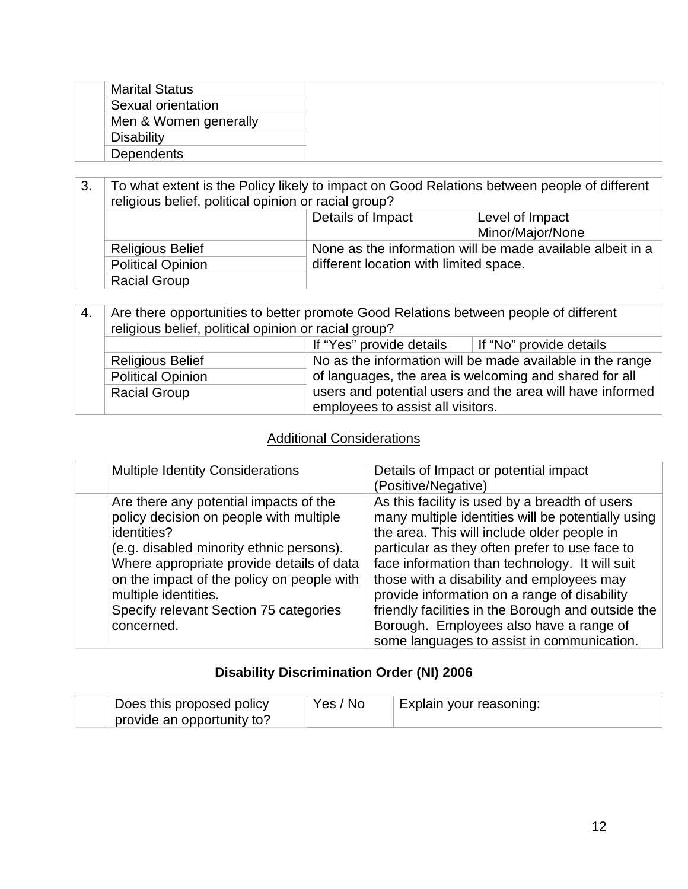| | | |
|---|---|---|
| | Marital Status | |
| | Sexual orientation | |
| | Men & Women generally | |
| | Disability | |
| | Dependents | |

| 3. | To what extent is the Policy likely to impact on Good Relations between people of different religious belief, political opinion or racial group? | | |
|---|---|---|---|
| | | Details of Impact | Level of Impact Minor/Major/None |
| | Religious Belief | None as the information will be made available albeit in a different location with limited space. | |
| | Political Opinion | | |
| | Racial Group | | |

| 4. | Are there opportunities to better promote Good Relations between people of different religious belief, political opinion or racial group? | | |
|---|---|---|---|
| | | If "Yes" provide details | If "No" provide details |
| | Religious Belief | No as the information will be made available in the range of languages, the area is welcoming and shared for all users and potential users and the area will have informed employees to assist all visitors. | |
| | Political Opinion | | |
| | Racial Group | | |

## Additional Considerations

| | Multiple Identity Considerations | Details of Impact or potential impact (Positive/Negative) |
|---|---|---|
| | Are there any potential impacts of the policy decision on people with multiple identities? (e.g. disabled minority ethnic persons). Where appropriate provide details of data on the impact of the policy on people with multiple identities. Specify relevant Section 75 categories concerned. | As this facility is used by a breadth of users many multiple identities will be potentially using the area. This will include older people in particular as they often prefer to use face to face information than technology. It will suit those with a disability and employees may provide information on a range of disability friendly facilities in the Borough and outside the Borough. Employees also have a range of some languages to assist in communication. |

## Disability Discrimination Order (NI) 2006

| | Does this proposed policy provide an opportunity to? | Yes / No | Explain your reasoning: |
|---|---|---|---|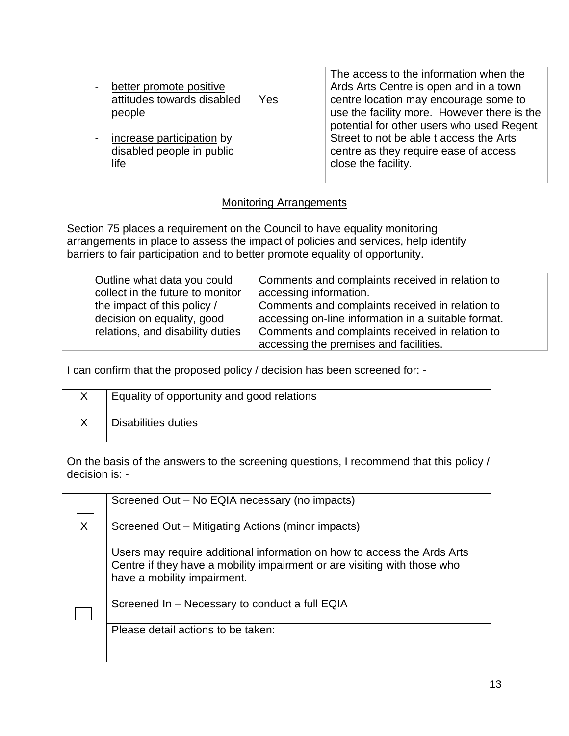|  | - better promote positive attitudes towards disabled people<br><br>- increase participation by disabled people in public life | Yes | The access to the information when the Ards Arts Centre is open and in a town centre location may encourage some to use the facility more. However there is the potential for other users who used Regent Street to not be able t access the Arts centre as they require ease of access close the facility. |
|---|---|---|---|

## Monitoring Arrangements

Section 75 places a requirement on the Council to have equality monitoring arrangements in place to assess the impact of policies and services, help identify barriers to fair participation and to better promote equality of opportunity.

|  | Outline what data you could collect in the future to monitor the impact of this policy / decision on equality, good relations, and disability duties | Comments and complaints received in relation to accessing information.<br>Comments and complaints received in relation to accessing on-line information in a suitable format.<br>Comments and complaints received in relation to accessing the premises and facilities. |
|---|---|---|

I can confirm that the proposed policy / decision has been screened for: -

| X | Equality of opportunity and good relations |
|---|---|
| X | Disabilities duties |

On the basis of the answers to the screening questions, I recommend that this policy / decision is: -

| ☐ | Screened Out – No EQIA necessary (no impacts) |
|---|---|
| X | Screened Out – Mitigating Actions (minor impacts)<br><br>Users may require additional information on how to access the Ards Arts Centre if they have a mobility impairment or are visiting with those who have a mobility impairment. |
| ☐ | Screened In – Necessary to conduct a full EQIA |
|  | Please detail actions to be taken: |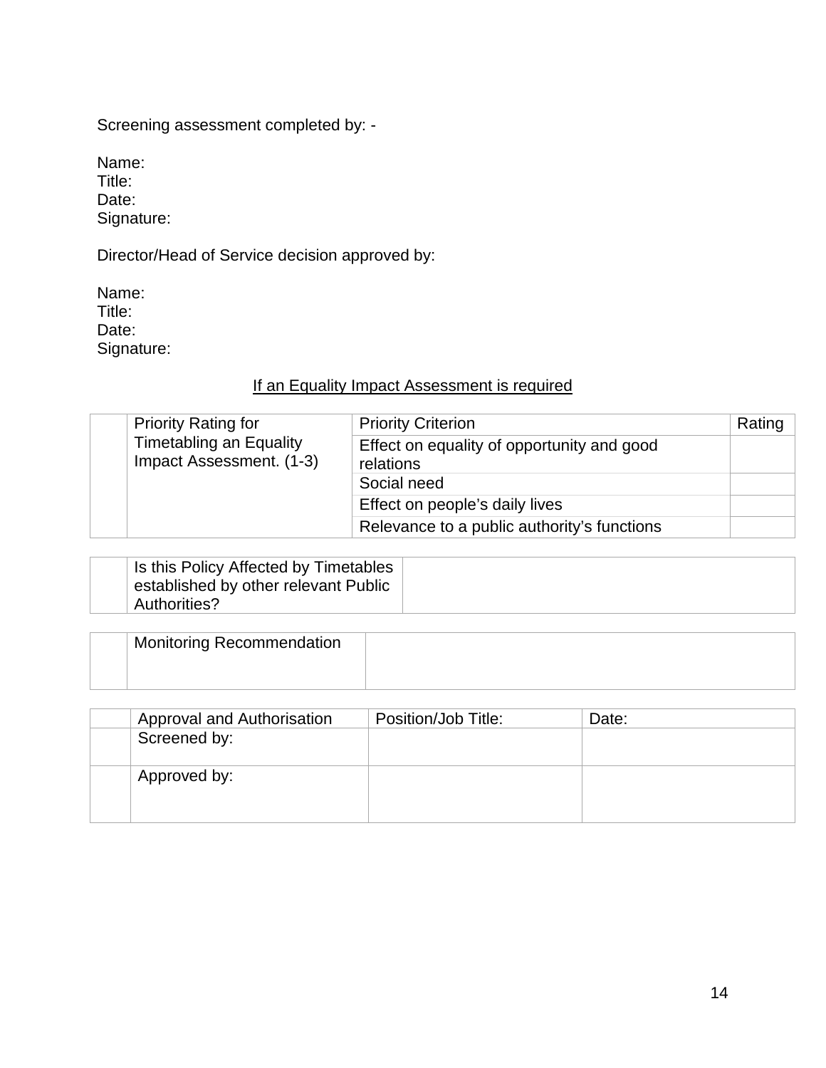Screening assessment completed by: -

Name:
Title:
Date:
Signature:

Director/Head of Service decision approved by:

Name:
Title:
Date:
Signature:

<u>If an Equality Impact Assessment is required</u>

| | | | |
|---|---|---|---|
| | Priority Rating for Timetabling an Equality Impact Assessment. (1-3) | Priority Criterion | Rating |
| | | Effect on equality of opportunity and good relations | |
| | | Social need | |
| | | Effect on people's daily lives | |
| | | Relevance to a public authority's functions | |

| | | |
|---|---|---|
| | Is this Policy Affected by Timetables established by other relevant Public Authorities? | |

| | | |
|---|---|---|
| | Monitoring Recommendation | |

| | Approval and Authorisation | Position/Job Title: | Date: |
|---|---|---|---|
| | Screened by: | | |
| | Approved by: | | |